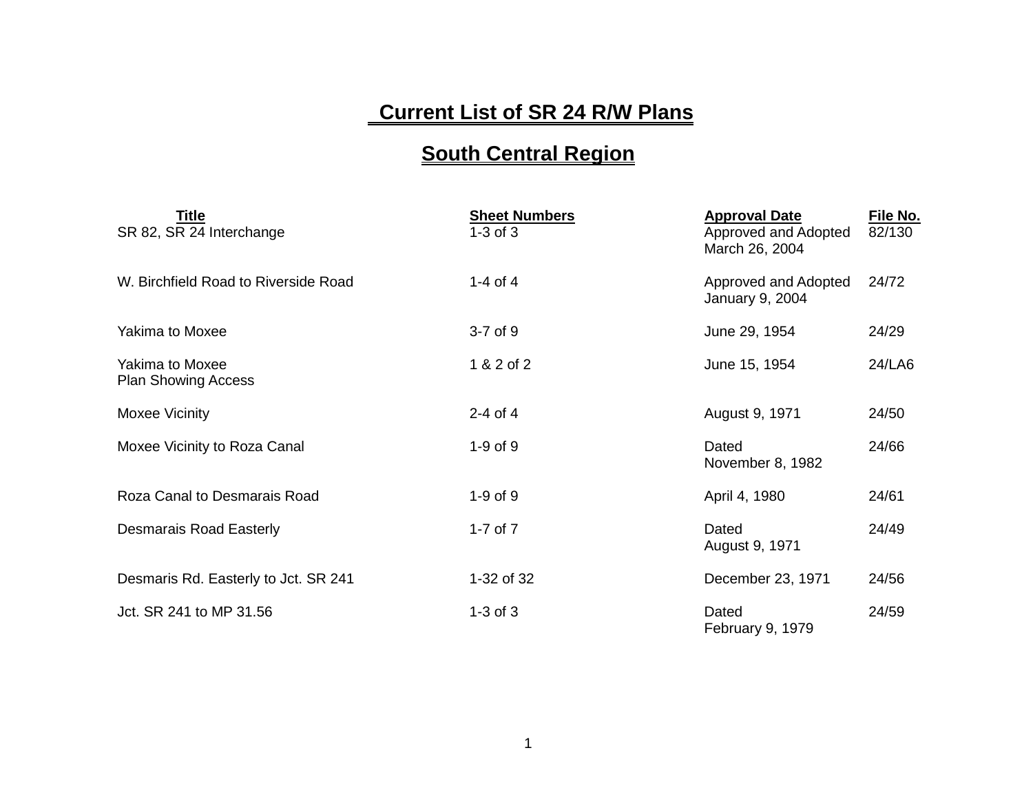# Current List of SR 24 R/W Plans

## South Central Region

| Title | Sheet Numbers | Approval Date | File No. |
|---|---|---|---|
| SR 82, SR 24 Interchange | 1-3 of 3 | Approved and Adopted March 26, 2004 | 82/130 |
| W. Birchfield Road to Riverside Road | 1-4 of 4 | Approved and Adopted January 9, 2004 | 24/72 |
| Yakima to Moxee | 3-7 of 9 | June 29, 1954 | 24/29 |
| Yakima to Moxee Plan Showing Access | 1 & 2 of 2 | June 15, 1954 | 24/LA6 |
| Moxee Vicinity | 2-4 of 4 | August 9, 1971 | 24/50 |
| Moxee Vicinity to Roza Canal | 1-9 of 9 | Dated November 8, 1982 | 24/66 |
| Roza Canal to Desmarais Road | 1-9 of 9 | April 4, 1980 | 24/61 |
| Desmarais Road Easterly | 1-7 of 7 | Dated August 9, 1971 | 24/49 |
| Desmaris Rd. Easterly to Jct. SR 241 | 1-32 of 32 | December 23, 1971 | 24/56 |
| Jct. SR 241 to MP 31.56 | 1-3 of 3 | Dated February 9, 1979 | 24/59 |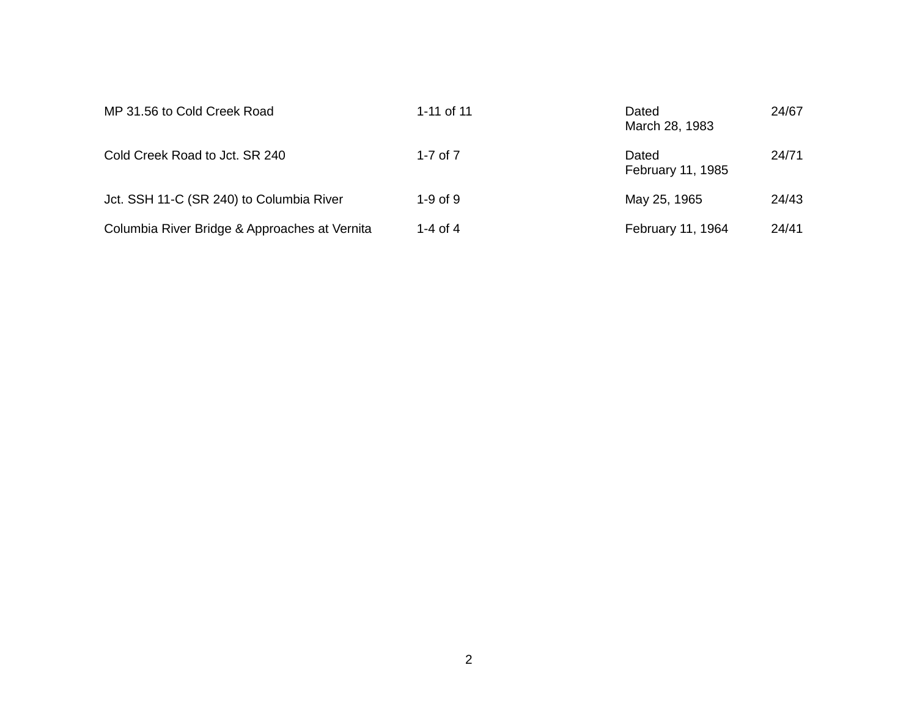| | | | |
|---|---|---|---|
| MP 31.56 to Cold Creek Road | 1-11 of 11 | Dated March 28, 1983 | 24/67 |
| Cold Creek Road to Jct. SR 240 | 1-7 of 7 | Dated February 11, 1985 | 24/71 |
| Jct. SSH 11-C (SR 240) to Columbia River | 1-9 of 9 | May 25, 1965 | 24/43 |
| Columbia River Bridge & Approaches at Vernita | 1-4 of 4 | February 11, 1964 | 24/41 |